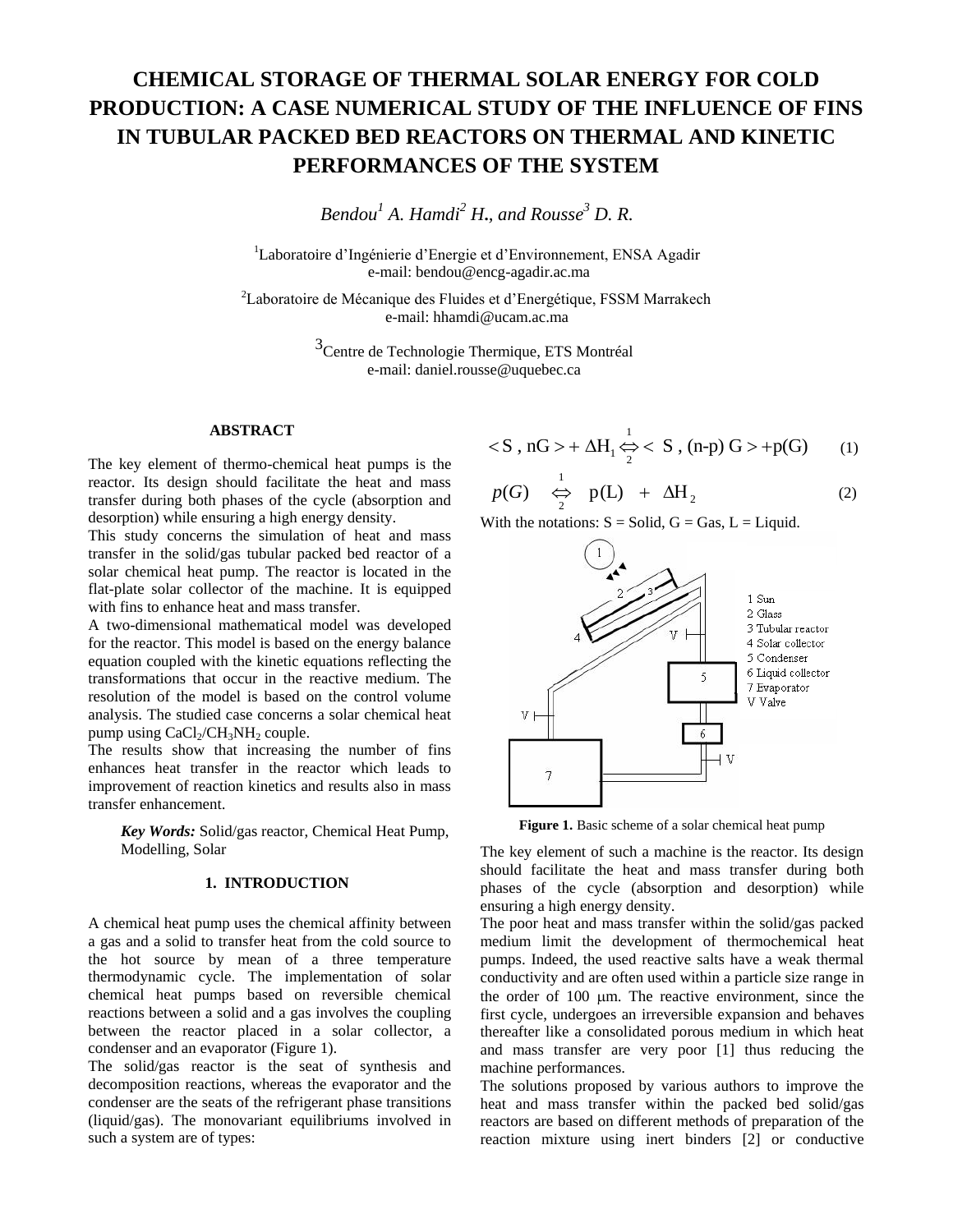# CHEMICAL STORAGE OF THERMAL SOLAR ENERGY FOR COLD PRODUCTION: A CASE NUMERICAL STUDY OF THE INFLUENCE OF FINS IN TUBULAR PACKED BED REACTORS ON THERMAL AND KINETIC PERFORMANCES OF THE SYSTEM

*Bendou[1] A. Hamdi[2] H., and Rousse[3] D. R.*

[1]Laboratoire d'Ingénierie d'Energie et d'Environnement, ENSA Agadir
e-mail: bendou@encg-agadir.ac.ma

[2]Laboratoire de Mécanique des Fluides et d'Energétique, FSSM Marrakech
e-mail: hhamdi@ucam.ac.ma

[3]Centre de Technologie Thermique, ETS Montréal
e-mail: daniel.rousse@uquebec.ca

### ABSTRACT

The key element of thermo-chemical heat pumps is the reactor. Its design should facilitate the heat and mass transfer during both phases of the cycle (absorption and desorption) while ensuring a high energy density.

This study concerns the simulation of heat and mass transfer in the solid/gas tubular packed bed reactor of a solar chemical heat pump. The reactor is located in the flat-plate solar collector of the machine. It is equipped with fins to enhance heat and mass transfer.

A two-dimensional mathematical model was developed for the reactor. This model is based on the energy balance equation coupled with the kinetic equations reflecting the transformations that occur in the reactive medium. The resolution of the model is based on the control volume analysis. The studied case concerns a solar chemical heat pump using $CaCl_2/CH_3NH_2$ couple.

The results show that increasing the number of fins enhances heat transfer in the reactor which leads to improvement of reaction kinetics and results also in mass transfer enhancement.

***Key Words:*** Solid/gas reactor, Chemical Heat Pump, Modelling, Solar

## 1. INTRODUCTION

A chemical heat pump uses the chemical affinity between a gas and a solid to transfer heat from the cold source to the hot source by mean of a three temperature thermodynamic cycle. The implementation of solar chemical heat pumps based on reversible chemical reactions between a solid and a gas involves the coupling between the reactor placed in a solar collector, a condenser and an evaporator (Figure 1).

The solid/gas reactor is the seat of synthesis and decomposition reactions, whereas the evaporator and the condenser are the seats of the refrigerant phase transitions (liquid/gas). The monovariant equilibriums involved in such a system are of types:

$$< S\ ,\ nG > + \Delta H_1 \underset{2}{\overset{1}{\Leftrightarrow}} < S\ ,\ (n\text{-}p)\ G > + p(G) \qquad (1)$$

$$p(G) \underset{2}{\overset{1}{\Leftrightarrow}} p(L) + \Delta H_2 \qquad (2)$$

With the notations: S = Solid, G = Gas, L = Liquid.

1 Sun
2 Glass
3 Tubular reactor
4 Solar collector
5 Condenser
6 Liquid collector
7 Evaporator
V Valve

**Figure 1.** Basic scheme of a solar chemical heat pump

The key element of such a machine is the reactor. Its design should facilitate the heat and mass transfer during both phases of the cycle (absorption and desorption) while ensuring a high energy density.

The poor heat and mass transfer within the solid/gas packed medium limit the development of thermochemical heat pumps. Indeed, the used reactive salts have a weak thermal conductivity and are often used within a particle size range in the order of 100 μm. The reactive environment, since the first cycle, undergoes an irreversible expansion and behaves thereafter like a consolidated porous medium in which heat and mass transfer are very poor [1] thus reducing the machine performances.

The solutions proposed by various authors to improve the heat and mass transfer within the packed bed solid/gas reactors are based on different methods of preparation of the reaction mixture using inert binders [2] or conductive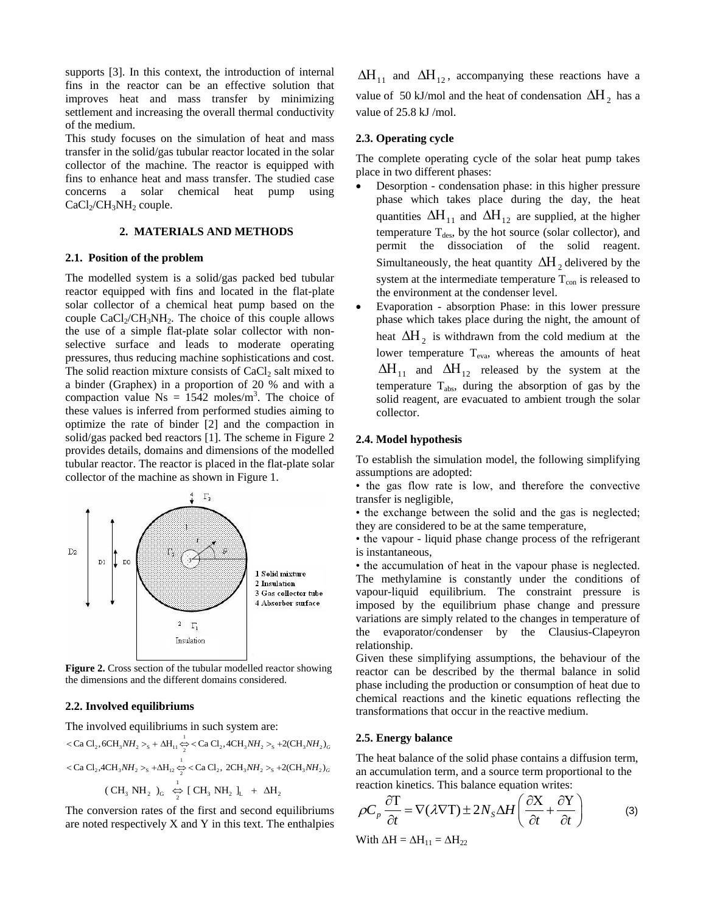supports [3]. In this context, the introduction of internal fins in the reactor can be an effective solution that improves heat and mass transfer by minimizing settlement and increasing the overall thermal conductivity of the medium.

This study focuses on the simulation of heat and mass transfer in the solid/gas tubular reactor located in the solar collector of the machine. The reactor is equipped with fins to enhance heat and mass transfer. The studied case concerns a solar chemical heat pump using $CaCl_2/CH_3NH_2$ couple.

## 2. MATERIALS AND METHODS

### 2.1. Position of the problem

The modelled system is a solid/gas packed bed tubular reactor equipped with fins and located in the flat-plate solar collector of a chemical heat pump based on the couple $CaCl_2/CH_3NH_2$. The choice of this couple allows the use of a simple flat-plate solar collector with non-selective surface and leads to moderate operating pressures, thus reducing machine sophistications and cost. The solid reaction mixture consists of $CaCl_2$ salt mixed to a binder (Graphex) in a proportion of 20 % and with a compaction value Ns = 1542 moles/m$^3$. The choice of these values is inferred from performed studies aiming to optimize the rate of binder [2] and the compaction in solid/gas packed bed reactors [1]. The scheme in Figure 2 provides details, domains and dimensions of the modelled tubular reactor. The reactor is placed in the flat-plate solar collector of the machine as shown in Figure 1.

1 Solid mixture
2 Insulation
3 Gas collector tube
4 Absorber surface

**Figure 2.** Cross section of the tubular modelled reactor showing the dimensions and the different domains considered.

### 2.2. Involved equilibriums

The involved equilibriums in such system are:

$$< CaCl_2, 6CH_3NH_2 >_S + \Delta H_{11} \underset{2}{\overset{1}{\Leftrightarrow}} < CaCl_2, 4CH_3NH_2 >_S + 2(CH_3NH_2)_G$$

$$< CaCl_2, 4CH_3NH_2 >_S + \Delta H_{12} \underset{2}{\overset{1}{\Leftrightarrow}} < CaCl_2, 2CH_3NH_2 >_S + 2(CH_3NH_2)_G$$

$$(CH_3NH_2)_G \underset{2}{\overset{1}{\Leftrightarrow}} [CH_3NH_2]_L + \Delta H_2$$

The conversion rates of the first and second equilibriums are noted respectively X and Y in this text. The enthalpies $\Delta H_{11}$ and $\Delta H_{12}$, accompanying these reactions have a value of 50 kJ/mol and the heat of condensation $\Delta H_2$ has a value of 25.8 kJ /mol.

### 2.3. Operating cycle

The complete operating cycle of the solar heat pump takes place in two different phases:

- Desorption - condensation phase: in this higher pressure phase which takes place during the day, the heat quantities $\Delta H_{11}$ and $\Delta H_{12}$ are supplied, at the higher temperature $T_{des}$, by the hot source (solar collector), and permit the dissociation of the solid reagent. Simultaneously, the heat quantity $\Delta H_2$ delivered by the system at the intermediate temperature $T_{con}$ is released to the environment at the condenser level.
- Evaporation - absorption Phase: in this lower pressure phase which takes place during the night, the amount of heat $\Delta H_2$ is withdrawn from the cold medium at the lower temperature $T_{eva}$, whereas the amounts of heat $\Delta H_{11}$ and $\Delta H_{12}$ released by the system at the temperature $T_{abs}$, during the absorption of gas by the solid reagent, are evacuated to ambient trough the solar collector.

### 2.4. Model hypothesis

To establish the simulation model, the following simplifying assumptions are adopted:

• the gas flow rate is low, and therefore the convective transfer is negligible,

• the exchange between the solid and the gas is neglected; they are considered to be at the same temperature,

• the vapour - liquid phase change process of the refrigerant is instantaneous,

• the accumulation of heat in the vapour phase is neglected. The methylamine is constantly under the conditions of vapour-liquid equilibrium. The constraint pressure is imposed by the equilibrium phase change and pressure variations are simply related to the changes in temperature of the evaporator/condenser by the Clausius-Clapeyron relationship.

Given these simplifying assumptions, the behaviour of the reactor can be described by the thermal balance in solid phase including the production or consumption of heat due to chemical reactions and the kinetic equations reflecting the transformations that occur in the reactive medium.

### 2.5. Energy balance

The heat balance of the solid phase contains a diffusion term, an accumulation term, and a source term proportional to the reaction kinetics. This balance equation writes:

$$\rho C_p \frac{\partial T}{\partial t} = \nabla(\lambda \nabla T) \pm 2 N_S \Delta H \left( \frac{\partial X}{\partial t} + \frac{\partial Y}{\partial t} \right) \qquad (3)$$

With $\Delta H = \Delta H_{11} = \Delta H_{22}$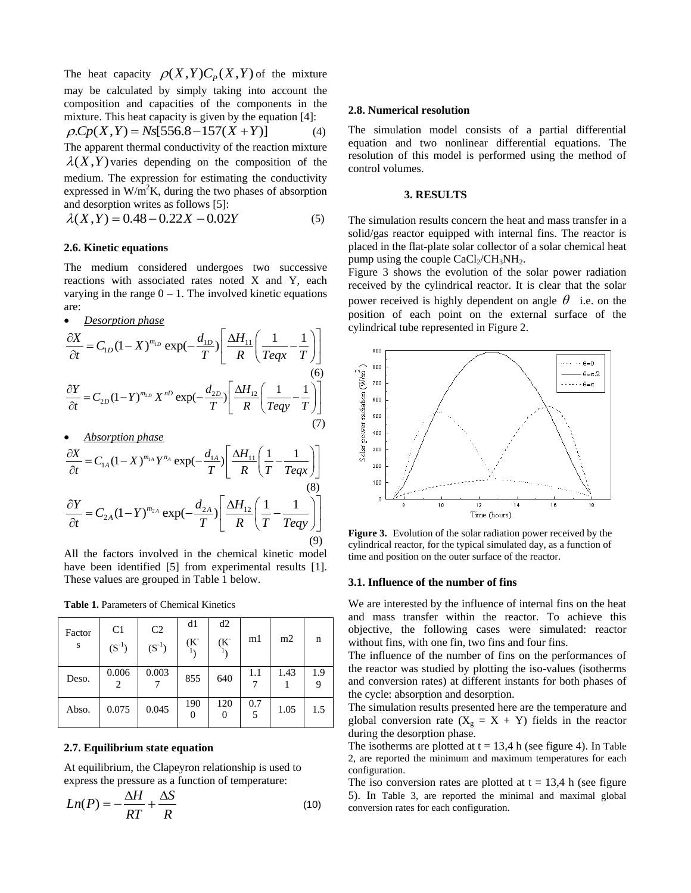The heat capacity $\rho(X,Y)C_P(X,Y)$ of the mixture may be calculated by simply taking into account the composition and capacities of the components in the mixture. This heat capacity is given by the equation [4]:

$$\rho.Cp(X,Y) = Ns[556.8 - 157(X+Y)] \tag{4}$$

The apparent thermal conductivity of the reaction mixture $\lambda(X,Y)$ varies depending on the composition of the medium. The expression for estimating the conductivity expressed in W/m²K, during the two phases of absorption and desorption writes as follows [5]:

$$\lambda(X,Y) = 0.48 - 0.22X - 0.02Y \tag{5}$$

### 2.6. Kinetic equations

The medium considered undergoes two successive reactions with associated rates noted X and Y, each varying in the range 0 – 1. The involved kinetic equations are:

- *Desorption phase*

$$\frac{\partial X}{\partial t} = C_{1D}(1-X)^{m_{1D}} \exp\left(-\frac{d_{1D}}{T}\right)\left[\frac{\Delta H_{11}}{R}\left(\frac{1}{Teqx} - \frac{1}{T}\right)\right] \tag{6}$$

$$\frac{\partial Y}{\partial t} = C_{2D}(1-Y)^{m_{2D}} X^{nD} \exp\left(-\frac{d_{2D}}{T}\right)\left[\frac{\Delta H_{12}}{R}\left(\frac{1}{Teqy} - \frac{1}{T}\right)\right] \tag{7}$$

- *Absorption phase*

$$\frac{\partial X}{\partial t} = C_{1A}(1-X)^{m_{1A}} Y^{n_A} \exp\left(-\frac{d_{1A}}{T}\right)\left[\frac{\Delta H_{11}}{R}\left(\frac{1}{T} - \frac{1}{Teqx}\right)\right] \tag{8}$$

$$\frac{\partial Y}{\partial t} = C_{2A}(1-Y)^{m_{2A}} \exp\left(-\frac{d_{2A}}{T}\right)\left[\frac{\Delta H_{12}}{R}\left(\frac{1}{T} - \frac{1}{Teqy}\right)\right] \tag{9}$$

All the factors involved in the chemical kinetic model have been identified [5] from experimental results [1]. These values are grouped in Table 1 below.

**Table 1.** Parameters of Chemical Kinetics

| Factors | C1 ($S^{-1}$) | C2 ($S^{-1}$) | d1 ($K^{-1}$) | d2 ($K^{-1}$) | m1 | m2 | n |
|---|---|---|---|---|---|---|---|
| Deso. | 0.0062 | 0.0037 | 855 | 640 | 1.17 | 1.431 | 1.99 |
| Abso. | 0.075 | 0.045 | 1900 | 1200 | 0.75 | 1.05 | 1.5 |

### 2.7. Equilibrium state equation

At equilibrium, the Clapeyron relationship is used to express the pressure as a function of temperature:

$$Ln(P) = -\frac{\Delta H}{RT} + \frac{\Delta S}{R} \tag{10}$$

### 2.8. Numerical resolution

The simulation model consists of a partial differential equation and two nonlinear differential equations. The resolution of this model is performed using the method of control volumes.

## 3. RESULTS

The simulation results concern the heat and mass transfer in a solid/gas reactor equipped with internal fins. The reactor is placed in the flat-plate solar collector of a solar chemical heat pump using the couple $CaCl_2/CH_3NH_2$.

Figure 3 shows the evolution of the solar power radiation received by the cylindrical reactor. It is clear that the solar power received is highly dependent on angle $\theta$ i.e. on the position of each point on the external surface of the cylindrical tube represented in Figure 2.

**Figure 3.** Evolution of the solar radiation power received by the cylindrical reactor, for the typical simulated day, as a function of time and position on the outer surface of the reactor.

### 3.1. Influence of the number of fins

We are interested by the influence of internal fins on the heat and mass transfer within the reactor. To achieve this objective, the following cases were simulated: reactor without fins, with one fin, two fins and four fins.

The influence of the number of fins on the performances of the reactor was studied by plotting the iso-values (isotherms and conversion rates) at different instants for both phases of the cycle: absorption and desorption.

The simulation results presented here are the temperature and global conversion rate ($X_g$ = X + Y) fields in the reactor during the desorption phase.

The isotherms are plotted at t = 13,4 h (see figure 4). In Table 2, are reported the minimum and maximum temperatures for each configuration.

The iso conversion rates are plotted at t = 13,4 h (see figure 5). In Table 3, are reported the minimal and maximal global conversion rates for each configuration.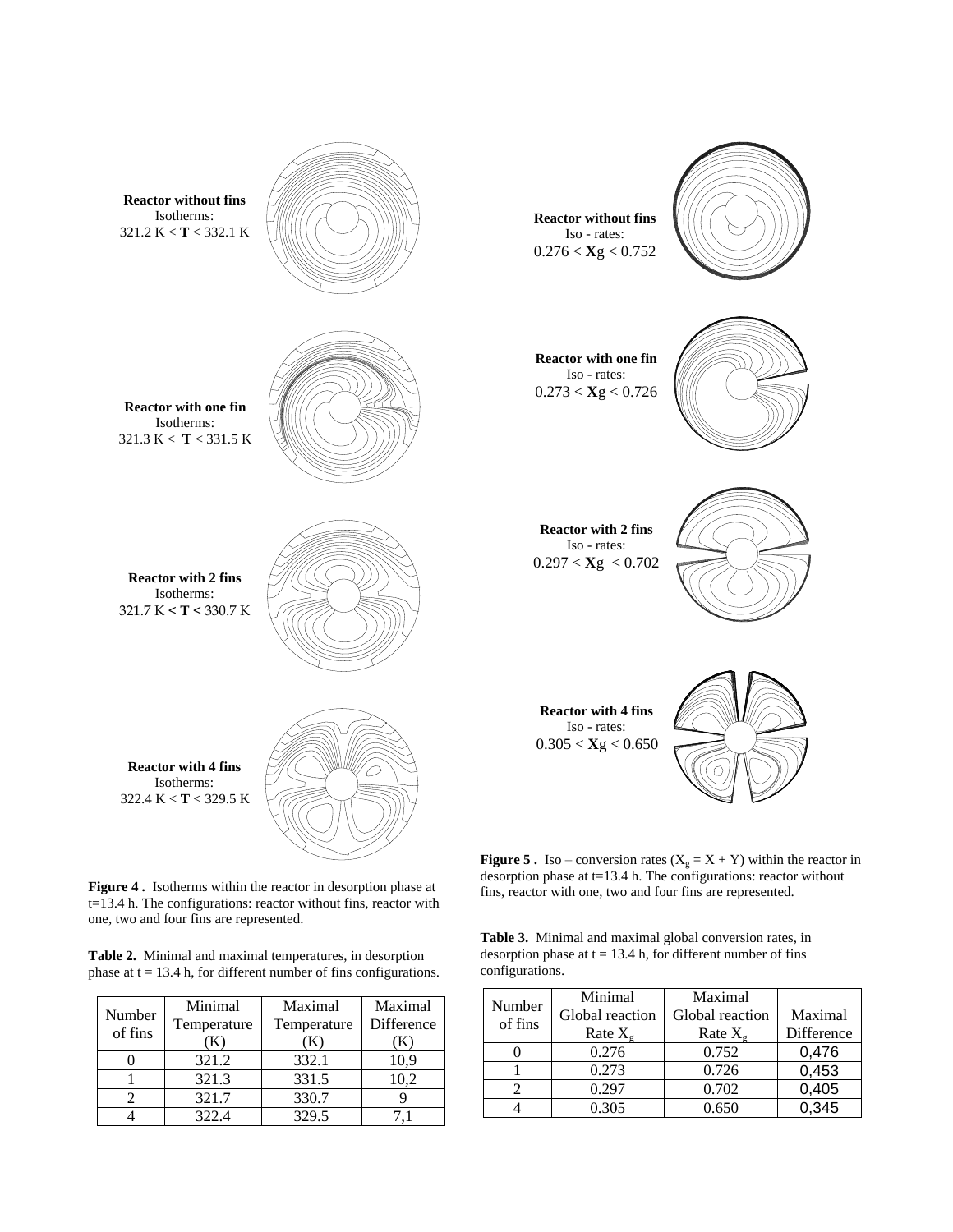**Reactor without fins**
Isotherms:
321.2 K < **T** < 332.1 K

**Reactor with one fin**
Isotherms:
321.3 K < **T** < 331.5 K

**Reactor with 2 fins**
Isotherms:
321.7 K **<** **T** **<** 330.7 K

**Reactor with 4 fins**
Isotherms:
322.4 K < **T** < 329.5 K

**Figure 4 .** Isotherms within the reactor in desorption phase at t=13.4 h. The configurations: reactor without fins, reactor with one, two and four fins are represented.

**Table 2.** Minimal and maximal temperatures, in desorption phase at t = 13.4 h, for different number of fins configurations.

| Number of fins | Minimal Temperature (K) | Maximal Temperature (K) | Maximal Difference (K) |
|---|---|---|---|
| 0 | 321.2 | 332.1 | 10,9 |
| 1 | 321.3 | 331.5 | 10,2 |
| 2 | 321.7 | 330.7 | 9 |
| 4 | 322.4 | 329.5 | 7,1 |

**Reactor without fins**
Iso - rates:
0.276 < **X**g < 0.752

**Reactor with one fin**
Iso - rates:
0.273 < **X**g < 0.726

**Reactor with 2 fins**
Iso - rates:
0.297 < **X**g < 0.702

**Reactor with 4 fins**
Iso - rates:
0.305 < **X**g < 0.650

**Figure 5 .** Iso – conversion rates ($X_g = X + Y$) within the reactor in desorption phase at t=13.4 h. The configurations: reactor without fins, reactor with one, two and four fins are represented.

**Table 3.** Minimal and maximal global conversion rates, in desorption phase at t = 13.4 h, for different number of fins configurations.

| Number of fins | Minimal Global reaction Rate $X_g$ | Maximal Global reaction Rate $X_g$ | Maximal Difference |
|---|---|---|---|
| 0 | 0.276 | 0.752 | 0,476 |
| 1 | 0.273 | 0.726 | 0,453 |
| 2 | 0.297 | 0.702 | 0,405 |
| 4 | 0.305 | 0.650 | 0,345 |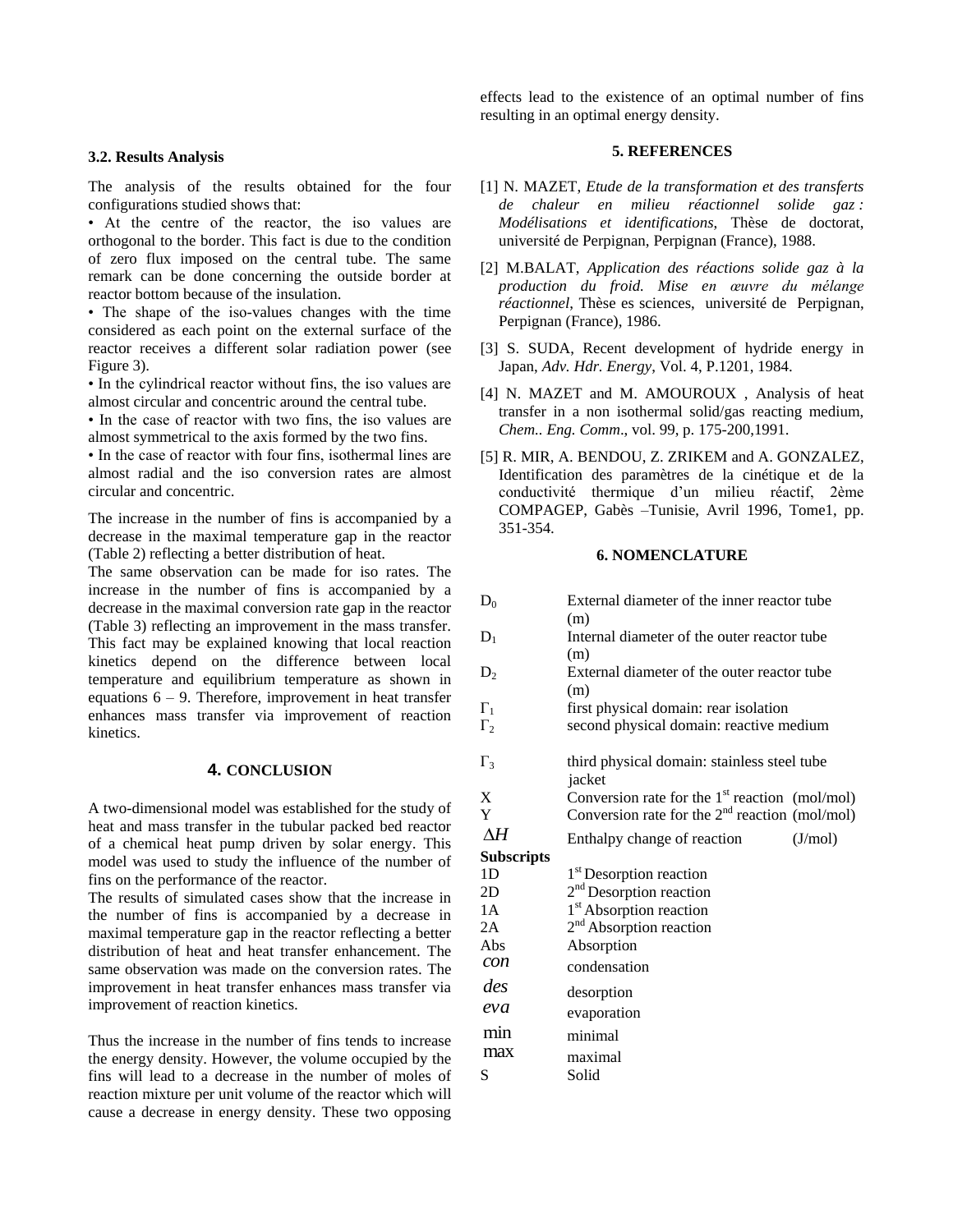effects lead to the existence of an optimal number of fins resulting in an optimal energy density.

### 3.2. Results Analysis

The analysis of the results obtained for the four configurations studied shows that:

- At the centre of the reactor, the iso values are orthogonal to the border. This fact is due to the condition of zero flux imposed on the central tube. The same remark can be done concerning the outside border at reactor bottom because of the insulation.
- The shape of the iso-values changes with the time considered as each point on the external surface of the reactor receives a different solar radiation power (see Figure 3).
- In the cylindrical reactor without fins, the iso values are almost circular and concentric around the central tube.
- In the case of reactor with two fins, the iso values are almost symmetrical to the axis formed by the two fins.
- In the case of reactor with four fins, isothermal lines are almost radial and the iso conversion rates are almost circular and concentric.

The increase in the number of fins is accompanied by a decrease in the maximal temperature gap in the reactor (Table 2) reflecting a better distribution of heat.

The same observation can be made for iso rates. The increase in the number of fins is accompanied by a decrease in the maximal conversion rate gap in the reactor (Table 3) reflecting an improvement in the mass transfer. This fact may be explained knowing that local reaction kinetics depend on the difference between local temperature and equilibrium temperature as shown in equations 6 – 9. Therefore, improvement in heat transfer enhances mass transfer via improvement of reaction kinetics.

## 4. CONCLUSION

A two-dimensional model was established for the study of heat and mass transfer in the tubular packed bed reactor of a chemical heat pump driven by solar energy. This model was used to study the influence of the number of fins on the performance of the reactor.

The results of simulated cases show that the increase in the number of fins is accompanied by a decrease in maximal temperature gap in the reactor reflecting a better distribution of heat and heat transfer enhancement. The same observation was made on the conversion rates. The improvement in heat transfer enhances mass transfer via improvement of reaction kinetics.

Thus the increase in the number of fins tends to increase the energy density. However, the volume occupied by the fins will lead to a decrease in the number of moles of reaction mixture per unit volume of the reactor which will cause a decrease in energy density. These two opposing effects lead to the existence of an optimal number of fins resulting in an optimal energy density.

## 5. REFERENCES

[1] N. MAZET, *Etude de la transformation et des transferts de chaleur en milieu réactionnel solide gaz : Modélisations et identifications*, Thèse de doctorat, université de Perpignan, Perpignan (France), 1988.

[2] M.BALAT, *Application des réactions solide gaz à la production du froid. Mise en œuvre du mélange réactionnel*, Thèse es sciences, université de Perpignan, Perpignan (France), 1986.

[3] S. SUDA, Recent development of hydride energy in Japan, *Adv. Hdr. Energy*, Vol. 4, P.1201, 1984.

[4] N. MAZET and M. AMOUROUX , Analysis of heat transfer in a non isothermal solid/gas reacting medium, *Chem.. Eng. Comm*., vol. 99, p. 175-200,1991.

[5] R. MIR, A. BENDOU, Z. ZRIKEM and A. GONZALEZ, Identification des paramètres de la cinétique et de la conductivité thermique d'un milieu réactif, 2ème COMPAGEP, Gabès –Tunisie, Avril 1996, Tome1, pp. 351-354.

## 6. NOMENCLATURE

| | | |
|---|---|---|
| $D_0$ | External diameter of the inner reactor tube | (m) |
| $D_1$ | Internal diameter of the outer reactor tube | (m) |
| $D_2$ | External diameter of the outer reactor tube | (m) |
| $\Gamma_1$ | first physical domain: rear isolation | |
| $\Gamma_2$ | second physical domain: reactive medium | |
| $\Gamma_3$ | third physical domain: stainless steel tube jacket | |
| X | Conversion rate for the 1st reaction | (mol/mol) |
| Y | Conversion rate for the 2nd reaction | (mol/mol) |
| $\Delta H$ | Enthalpy change of reaction | (J/mol) |

**Subscripts**

| | |
|---|---|
| 1D | 1st Desorption reaction |
| 2D | 2nd Desorption reaction |
| 1A | 1st Absorption reaction |
| 2A | 2nd Absorption reaction |
| Abs | Absorption |
| $con$ | condensation |
| $des$ | desorption |
| $eva$ | evaporation |
| $\min$ | minimal |
| $\max$ | maximal |
| S | Solid |